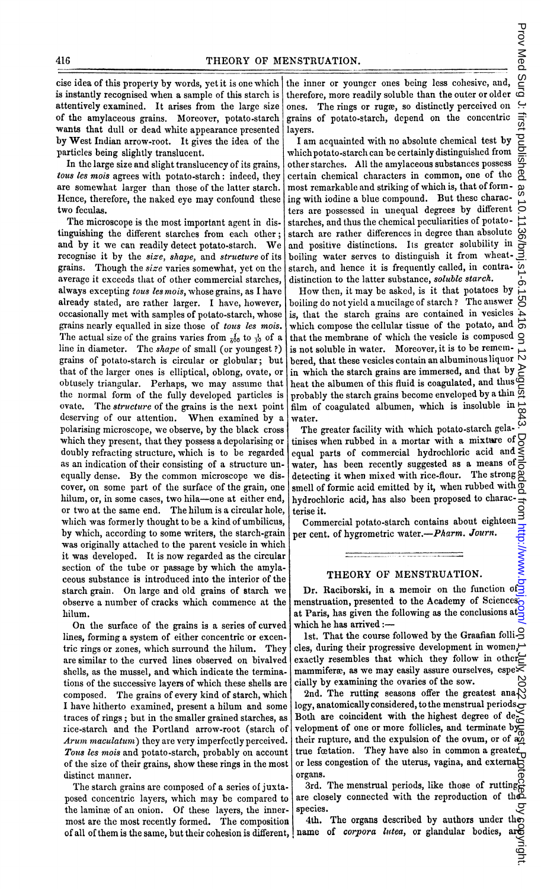cise idea of this property by words, yet it is one which is instantly recognised when a sample of this starch is attentively examined. It arises from the large size of the amylaceous grains. Moreover, potato-starch wants that dull or dead white appearance presented by West Indian arrow-root. It gives the idea of the particles being slightly translucent.

In the large size and slight translucency of its grains, *tous les mois* agrees with potato-starch: indeed, they are somewhat larger than those of the latter starch. Hence, therefore, the naked eye may confound these two feculas.

The microscope is the most important agent in distinguishing the different starches from each other; and by it we can readily detect potato-starch. We recognise it by the *size*, *shape*, and *structure* of its grains. Though the *size* varies somewhat, yet on the average it exceeds that of other commercial starches, always excepting *tous les mois*, whose grains, as I have already stated, are rather larger. I have, however, occasionally met with samples of potato-starch, whose grains nearly equalled in size those of *tous les mois*. The actual size of the grains varies from $\frac{1}{600}$ to $\frac{1}{30}$ of a line in diameter. The *shape* of small (or youngest?) grains of potato-starch is circular or globular; but that of the larger ones is elliptical, oblong, ovate, or obtusely triangular. Perhaps, we may assume that the normal form of the fully developed particles is ovate. The *structure* of the grains is the next point deserving of our attention. When examined by a polarising microscope, we observe, by the black cross which they present, that they possess a depolarising or doubly refracting structure, which is to be regarded as an indication of their consisting of a structure unequally dense. By the common microscope we discover, on some part of the surface of the grain, one hilum, or, in some cases, two hila—one at either end, or two at the same end. The hilum is a circular hole, which was formerly thought to be a kind of umbilicus, by which, according to some writers, the starch-grain was originally attached to the parent vesicle in which it was developed. It is now regarded as the circular section of the tube or passage by which the amylaceous substance is introduced into the interior of the starch grain. On large and old grains of starch we observe a number of cracks which commence at the hilum.

On the surface of the grains is a series of curved lines, forming a system of either concentric or excentric rings or zones, which surround the hilum. They are similar to the curved lines observed on bivalved shells, as the mussel, and which indicate the terminations of the successive layers of which these shells are composed. The grains of every kind of starch, which I have hitherto examined, present a hilum and some traces of rings; but in the smaller grained starches, as rice-starch and the Portland arrow-root (starch of *Arum maculatum*) they are very imperfectly perceived. *Tous les mois* and potato-starch, probably on account of the size of their grains, show these rings in the most distinct manner.

The starch grains are composed of a series of juxtaposed concentric layers, which may be compared to the laminæ of an onion. Of these layers, the innermost are the most recently formed. The composition of all of them is the same, but their cohesion is different, the inner or younger ones being less cohesive, and, therefore, more readily soluble than the outer or older ones. The rings or rugæ, so distinctly perceived on grains of potato-starch, depend on the concentric layers.

I am acquainted with no absolute chemical test by which potato-starch can be certainly distinguished from other starches. All the amylaceous substances possess certain chemical characters in common, one of the most remarkable and striking of which is, that of forming with iodine a blue compound. But these characters are possessed in unequal degrees by different starches, and thus the chemical peculiarities of potato-starch are rather differences in degree than absolute and positive distinctions. Its greater solubility in boiling water serves to distinguish it from wheat-starch, and hence it is frequently called, in contra-distinction to the latter substance, *soluble starch*.

How then, it may be asked, is it that potatoes by boiling do not yield a mucilage of starch? The answer is, that the starch grains are contained in vesicles which compose the cellular tissue of the potato, and that the membrane of which the vesicle is composed is not soluble in water. Moreover, it is to be remembered, that these vesicles contain an albuminous liquor in which the starch grains are immersed, and that by heat the albumen of this fluid is coagulated, and thus probably the starch grains become enveloped by a thin film of coagulated albumen, which is insoluble in water.

The greater facility with which potato-starch gelatinises when rubbed in a mortar with a mixture of equal parts of commercial hydrochloric acid and water, has been recently suggested as a means of detecting it when mixed with rice-flour. The strong smell of formic acid emitted by it, when rubbed with hydrochloric acid, has also been proposed to characterise it.

Commercial potato-starch contains about eighteen per cent. of hygrometric water.—*Pharm. Journ.*

## THEORY OF MENSTRUATION.

Dr. Raciborski, in a memoir on the function of menstruation, presented to the Academy of Sciences at Paris, has given the following as the conclusions at which he has arrived:—

1st. That the course followed by the Graafian follicles, during their progressive development in women, exactly resembles that which they follow in other mammiferæ, as we may easily assure ourselves, especially by examining the ovaries of the sow.

2nd. The rutting seasons offer the greatest analogy, anatomically considered, to the menstrual periods. Both are coincident with the highest degree of development of one or more follicles, and terminate by their rupture, and the expulsion of the ovum, or of a true fœtation. They have also in common a greater or less congestion of the uterus, vagina, and external organs.

3rd. The menstrual periods, like those of rutting, are closely connected with the reproduction of the species.

4th. The organs described by authors under the name of *corpora lutea*, or glandular bodies, are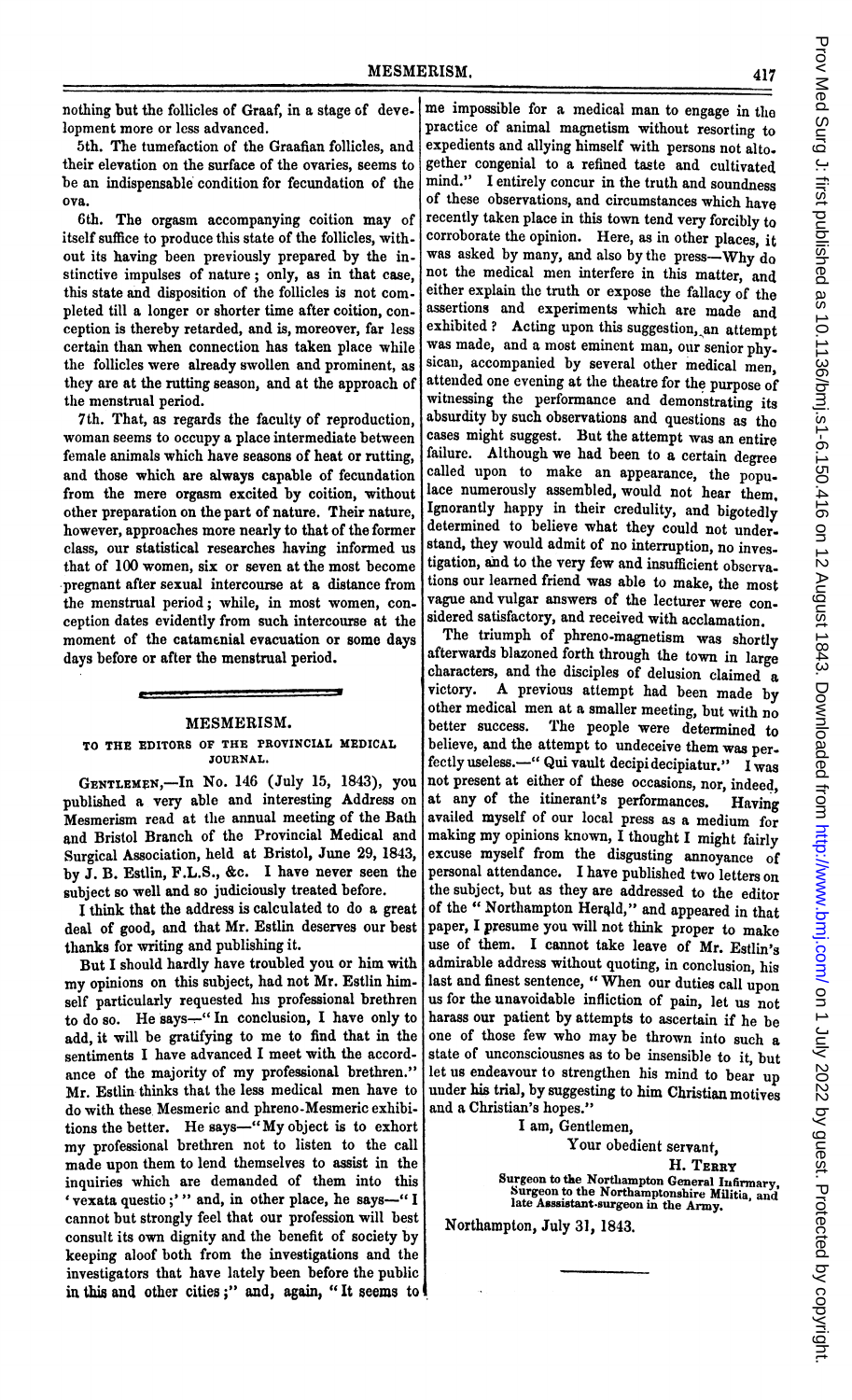nothing but the follicles of Graaf, in a stage of development more or less advanced.

5th. The tumefaction of the Graafian follicles, and their elevation on the surface of the ovaries, seems to be an indispensable condition for fecundation of the ova.

6th. The orgasm accompanying coition may of itself suffice to produce this state of the follicles, without its having been previously prepared by the instinctive impulses of nature; only, as in that case, this state and disposition of the follicles is not completed till a longer or shorter time after coition, conception is thereby retarded, and is, moreover, far less certain than when connection has taken place while the follicles were already swollen and prominent, as they are at the rutting season, and at the approach of the menstrual period.

7th. That, as regards the faculty of reproduction, woman seems to occupy a place intermediate between female animals which have seasons of heat or rutting, and those which are always capable of fecundation from the mere orgasm excited by coition, without other preparation on the part of nature. Their nature, however, approaches more nearly to that of the former class, our statistical researches having informed us that of 100 women, six or seven at the most become pregnant after sexual intercourse at a distance from the menstrual period; while, in most women, conception dates evidently from such intercourse at the moment of the catamenial evacuation or some days days before or after the menstrual period.

## MESMERISM.

### TO THE EDITORS OF THE PROVINCIAL MEDICAL JOURNAL.

GENTLEMEN,—In No. 146 (July 15, 1843), you published a very able and interesting Address on Mesmerism read at the annual meeting of the Bath and Bristol Branch of the Provincial Medical and Surgical Association, held at Bristol, June 29, 1843, by J. B. Estlin, F.L.S., &c. I have never seen the subject so well and so judiciously treated before.

I think that the address is calculated to do a great deal of good, and that Mr. Estlin deserves our best thanks for writing and publishing it.

But I should hardly have troubled you or him with my opinions on this subject, had not Mr. Estlin himself particularly requested his professional brethren to do so. He says—"In conclusion, I have only to add, it will be gratifying to me to find that in the sentiments I have advanced I meet with the accordance of the majority of my professional brethren." Mr. Estlin thinks that the less medical men have to do with these Mesmeric and phreno-Mesmeric exhibitions the better. He says—"My object is to exhort my professional brethren not to listen to the call made upon them to lend themselves to assist in the inquiries which are demanded of them into this 'vexata questio;'" and, in other place, he says—"I cannot but strongly feel that our profession will best consult its own dignity and the benefit of society by keeping aloof both from the investigations and the investigators that have lately been before the public in this and other cities;" and, again, "It seems to me impossible for a medical man to engage in the practice of animal magnetism without resorting to expedients and allying himself with persons not altogether congenial to a refined taste and cultivated mind." I entirely concur in the truth and soundness of these observations, and circumstances which have recently taken place in this town tend very forcibly to corroborate the opinion. Here, as in other places, it was asked by many, and also by the press—Why do not the medical men interfere in this matter, and either explain the truth or expose the fallacy of the assertions and experiments which are made and exhibited? Acting upon this suggestion, an attempt was made, and a most eminent man, our senior physician, accompanied by several other medical men, attended one evening at the theatre for the purpose of witnessing the performance and demonstrating its absurdity by such observations and questions as the cases might suggest. But the attempt was an entire failure. Although we had been to a certain degree called upon to make an appearance, the populace numerously assembled, would not hear them. Ignorantly happy in their credulity, and bigotedly determined to believe what they could not understand, they would admit of no interruption, no investigation, and to the very few and insufficient observations our learned friend was able to make, the most vague and vulgar answers of the lecturer were considered satisfactory, and received with acclamation.

The triumph of phreno-magnetism was shortly afterwards blazoned forth through the town in large characters, and the disciples of delusion claimed a victory. A previous attempt had been made by other medical men at a smaller meeting, but with no better success. The people were determined to believe, and the attempt to undeceive them was perfectly useless.—"Qui vault decipi decipiatur." I was not present at either of these occasions, nor, indeed, at any of the itinerant's performances. Having availed myself of our local press as a medium for making my opinions known, I thought I might fairly excuse myself from the disgusting annoyance of personal attendance. I have published two letters on the subject, but as they are addressed to the editor of the "Northampton Herald," and appeared in that paper, I presume you will not think proper to make use of them. I cannot take leave of Mr. Estlin's admirable address without quoting, in conclusion, his last and finest sentence, "When our duties call upon us for the unavoidable infliction of pain, let us not harass our patient by attempts to ascertain if he be one of those few who may be thrown into such a state of unconsciousnes as to be insensible to it, but let us endeavour to strengthen his mind to bear up under his trial, by suggesting to him Christian motives and a Christian's hopes."

I am, Gentlemen,

Your obedient servant,

H. TERRY

Surgeon to the Northampton General Infirmary, Surgeon to the Northamptonshire Militia, and late Assistant-surgeon in the Army.

Northampton, July 31, 1843.